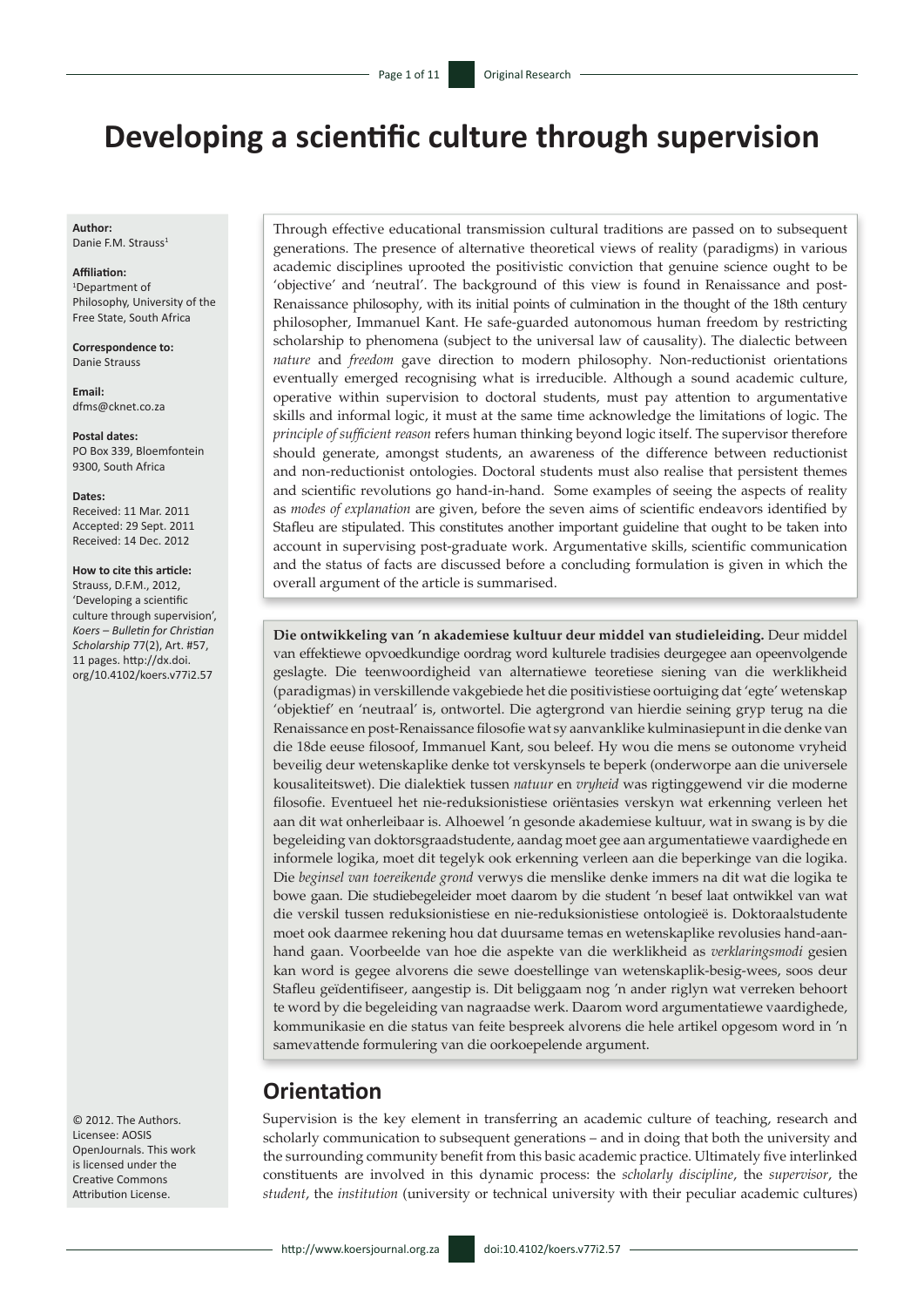# Developing a scientific culture through supervision

**Author:**
Danie F.M. Strauss[1]

**Affiliation:**
[1]Department of Philosophy, University of the Free State, South Africa

**Correspondence to:**
Danie Strauss

**Email:**
dfms@cknet.co.za

**Postal dates:**
PO Box 339, Bloemfontein 9300, South Africa

**Dates:**
Received: 11 Mar. 2011
Accepted: 29 Sept. 2011
Received: 14 Dec. 2012

**How to cite this article:**
Strauss, D.F.M., 2012, 'Developing a scientific culture through supervision', *Koers – Bulletin for Christian Scholarship* 77(2), Art. #57, 11 pages. http://dx.doi.org/10.4102/koers.v77i2.57

© 2012. The Authors. Licensee: AOSIS OpenJournals. This work is licensed under the Creative Commons Attribution License.

Through effective educational transmission cultural traditions are passed on to subsequent generations. The presence of alternative theoretical views of reality (paradigms) in various academic disciplines uprooted the positivistic conviction that genuine science ought to be 'objective' and 'neutral'. The background of this view is found in Renaissance and post-Renaissance philosophy, with its initial points of culmination in the thought of the 18th century philosopher, Immanuel Kant. He safe-guarded autonomous human freedom by restricting scholarship to phenomena (subject to the universal law of causality). The dialectic between *nature* and *freedom* gave direction to modern philosophy. Non-reductionist orientations eventually emerged recognising what is irreducible. Although a sound academic culture, operative within supervision to doctoral students, must pay attention to argumentative skills and informal logic, it must at the same time acknowledge the limitations of logic. The *principle of sufficient reason* refers human thinking beyond logic itself. The supervisor therefore should generate, amongst students, an awareness of the difference between reductionist and non-reductionist ontologies. Doctoral students must also realise that persistent themes and scientific revolutions go hand-in-hand. Some examples of seeing the aspects of reality as *modes of explanation* are given, before the seven aims of scientific endeavors identified by Stafleu are stipulated. This constitutes another important guideline that ought to be taken into account in supervising post-graduate work. Argumentative skills, scientific communication and the status of facts are discussed before a concluding formulation is given in which the overall argument of the article is summarised.

**Die ontwikkeling van 'n akademiese kultuur deur middel van studieleiding.** Deur middel van effektiewe opvoedkundige oordrag word kulturele tradisies deurgegee aan opeenvolgende geslagte. Die teenwoordigheid van alternatiewe teoretiese siening van die werklikheid (paradigmas) in verskillende vakgebiede het die positivistiese oortuiging dat 'egte' wetenskap 'objektief' en 'neutraal' is, ontwortel. Die agtergrond van hierdie seining gryp terug na die Renaissance en post-Renaissance filosofie wat sy aanvanklike kulminasiepunt in die denke van die 18de eeuse filosoof, Immanuel Kant, sou beleef. Hy wou die mens se outonome vryheid beveilig deur wetenskaplike denke tot verskynsels te beperk (onderworpe aan die universele kousaliteitswet). Die dialektiek tussen *natuur* en *vryheid* was rigtinggewend vir die moderne filosofie. Eventueel het nie-reduksionistiese oriëntasies verskyn wat erkenning verleen het aan dit wat onherleibaar is. Alhoewel 'n gesonde akademiese kultuur, wat in swang is by die begeleiding van doktorsgraadstudente, aandag moet gee aan argumentatiewe vaardighede en informele logika, moet dit tegelyk ook erkenning verleen aan die beperkinge van die logika. Die *beginsel van toereikende grond* verwys die menslike denke immers na dit wat die logika te bowe gaan. Die studiebegeleider moet daarom by die student 'n besef laat ontwikkel van wat die verskil tussen reduksionistiese en nie-reduksionistiese ontologieë is. Doktoraalstudente moet ook daarmee rekening hou dat duursame temas en wetenskaplike revolusies hand-aan-hand gaan. Voorbeelde van hoe die aspekte van die werklikheid as *verklaringsmodi* gesien kan word is gegee alvorens die sewe doestellinge van wetenskaplik-besig-wees, soos deur Stafleu geïdentifiseer, aangestip is. Dit beliggaam nog 'n ander riglyn wat verreken behoort te word by die begeleiding van nagraadse werk. Daarom word argumentatiewe vaardighede, kommunikasie en die status van feite bespreek alvorens die hele artikel opgesom word in 'n samevattende formulering van die oorkoepelende argument.

## Orientation

Supervision is the key element in transferring an academic culture of teaching, research and scholarly communication to subsequent generations – and in doing that both the university and the surrounding community benefit from this basic academic practice. Ultimately five interlinked constituents are involved in this dynamic process: the *scholarly discipline*, the *supervisor*, the *student*, the *institution* (university or technical university with their peculiar academic cultures)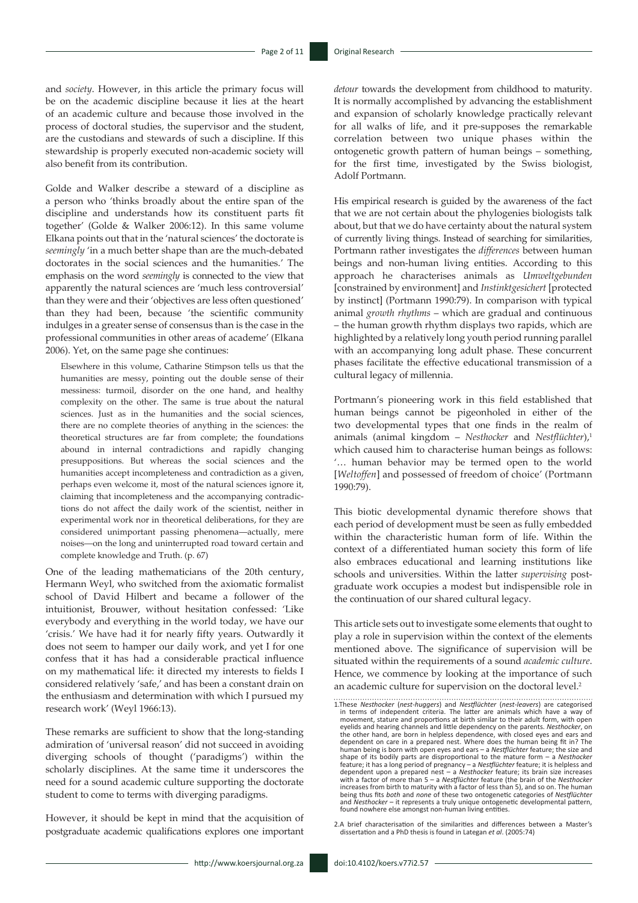and *society*. However, in this article the primary focus will be on the academic discipline because it lies at the heart of an academic culture and because those involved in the process of doctoral studies, the supervisor and the student, are the custodians and stewards of such a discipline. If this stewardship is properly executed non-academic society will also benefit from its contribution.

Golde and Walker describe a steward of a discipline as a person who 'thinks broadly about the entire span of the discipline and understands how its constituent parts fit together' (Golde & Walker 2006:12). In this same volume Elkana points out that in the 'natural sciences' the doctorate is *seemingly* 'in a much better shape than are the much-debated doctorates in the social sciences and the humanities.' The emphasis on the word *seemingly* is connected to the view that apparently the natural sciences are 'much less controversial' than they were and their 'objectives are less often questioned' than they had been, because 'the scientific community indulges in a greater sense of consensus than is the case in the professional communities in other areas of academe' (Elkana 2006). Yet, on the same page she continues:

> Elsewhere in this volume, Catharine Stimpson tells us that the humanities are messy, pointing out the double sense of their messiness: turmoil, disorder on the one hand, and healthy complexity on the other. The same is true about the natural sciences. Just as in the humanities and the social sciences, there are no complete theories of anything in the sciences: the theoretical structures are far from complete; the foundations abound in internal contradictions and rapidly changing presuppositions. But whereas the social sciences and the humanities accept incompleteness and contradiction as a given, perhaps even welcome it, most of the natural sciences ignore it, claiming that incompleteness and the accompanying contradictions do not affect the daily work of the scientist, neither in experimental work nor in theoretical deliberations, for they are considered unimportant passing phenomena—actually, mere noises—on the long and uninterrupted road toward certain and complete knowledge and Truth. (p. 67)

One of the leading mathematicians of the 20th century, Hermann Weyl, who switched from the axiomatic formalist school of David Hilbert and became a follower of the intuitionist, Brouwer, without hesitation confessed: 'Like everybody and everything in the world today, we have our 'crisis.' We have had it for nearly fifty years. Outwardly it does not seem to hamper our daily work, and yet I for one confess that it has had a considerable practical influence on my mathematical life: it directed my interests to fields I considered relatively 'safe,' and has been a constant drain on the enthusiasm and determination with which I pursued my research work' (Weyl 1966:13).

These remarks are sufficient to show that the long-standing admiration of 'universal reason' did not succeed in avoiding diverging schools of thought ('paradigms') within the scholarly disciplines. At the same time it underscores the need for a sound academic culture supporting the doctorate student to come to terms with diverging paradigms.

However, it should be kept in mind that the acquisition of postgraduate academic qualifications explores one important *detour* towards the development from childhood to maturity. It is normally accomplished by advancing the establishment and expansion of scholarly knowledge practically relevant for all walks of life, and it pre-supposes the remarkable correlation between two unique phases within the ontogenetic growth pattern of human beings – something, for the first time, investigated by the Swiss biologist, Adolf Portmann.

His empirical research is guided by the awareness of the fact that we are not certain about the phylogenies biologists talk about, but that we do have certainty about the natural system of currently living things. Instead of searching for similarities, Portmann rather investigates the *differences* between human beings and non-human living entities. According to this approach he characterises animals as *Umweltgebunden* [constrained by environment] and *Instinktgesichert* [protected by instinct] (Portmann 1990:79). In comparison with typical animal *growth rhythms* – which are gradual and continuous – the human growth rhythm displays two rapids, which are highlighted by a relatively long youth period running parallel with an accompanying long adult phase. These concurrent phases facilitate the effective educational transmission of a cultural legacy of millennia.

Portmann's pioneering work in this field established that human beings cannot be pigeonholed in either of the two developmental types that one finds in the realm of animals (animal kingdom – *Nesthocker* and *Nestflüchter*),[1] which caused him to characterise human beings as follows: '… human behavior may be termed open to the world [*Weltoffen*] and possessed of freedom of choice' (Portmann 1990:79).

This biotic developmental dynamic therefore shows that each period of development must be seen as fully embedded within the characteristic human form of life. Within the context of a differentiated human society this form of life also embraces educational and learning institutions like schools and universities. Within the latter *supervising* postgraduate work occupies a modest but indispensible role in the continuation of our shared cultural legacy.

This article sets out to investigate some elements that ought to play a role in supervision within the context of the elements mentioned above. The significance of supervision will be situated within the requirements of a sound *academic culture*. Hence, we commence by looking at the importance of such an academic culture for supervision on the doctoral level.[2]

1. These *Nesthocker* (*nest-huggers*) and *Nestflüchter* (*nest-leavers*) are categorised in terms of independent criteria. The latter are animals which have a way of movement, stature and proportions at birth similar to their adult form, with open eyelids and hearing channels and little dependency on the parents. *Nesthocker*, on the other hand, are born in helpless dependence, with closed eyes and ears and dependent on care in a prepared nest. Where does the human being fit in? The human being is born with open eyes and ears – a *Nestflüchter* feature; the size and shape of its bodily parts are disproportional to the mature form – a *Nesthocker* feature; it has a long period of pregnancy – a *Nestflüchter* feature; it is helpless and dependent upon a prepared nest – a *Nesthocker* feature; its brain size increases with a factor of more than 5 – a *Nestflüchter* feature (the brain of the *Nesthocker* increases from birth to maturity with a factor of less than 5), and so on. The human being thus fits *both* and *none* of these two ontogenetic categories of *Nestflüchter* and *Nesthocker* – it represents a truly unique ontogenetic developmental pattern, found nowhere else amongst non-human living entities.

2. A brief characterisation of the similarities and differences between a Master's dissertation and a PhD thesis is found in Lategan *et al*. (2005:74)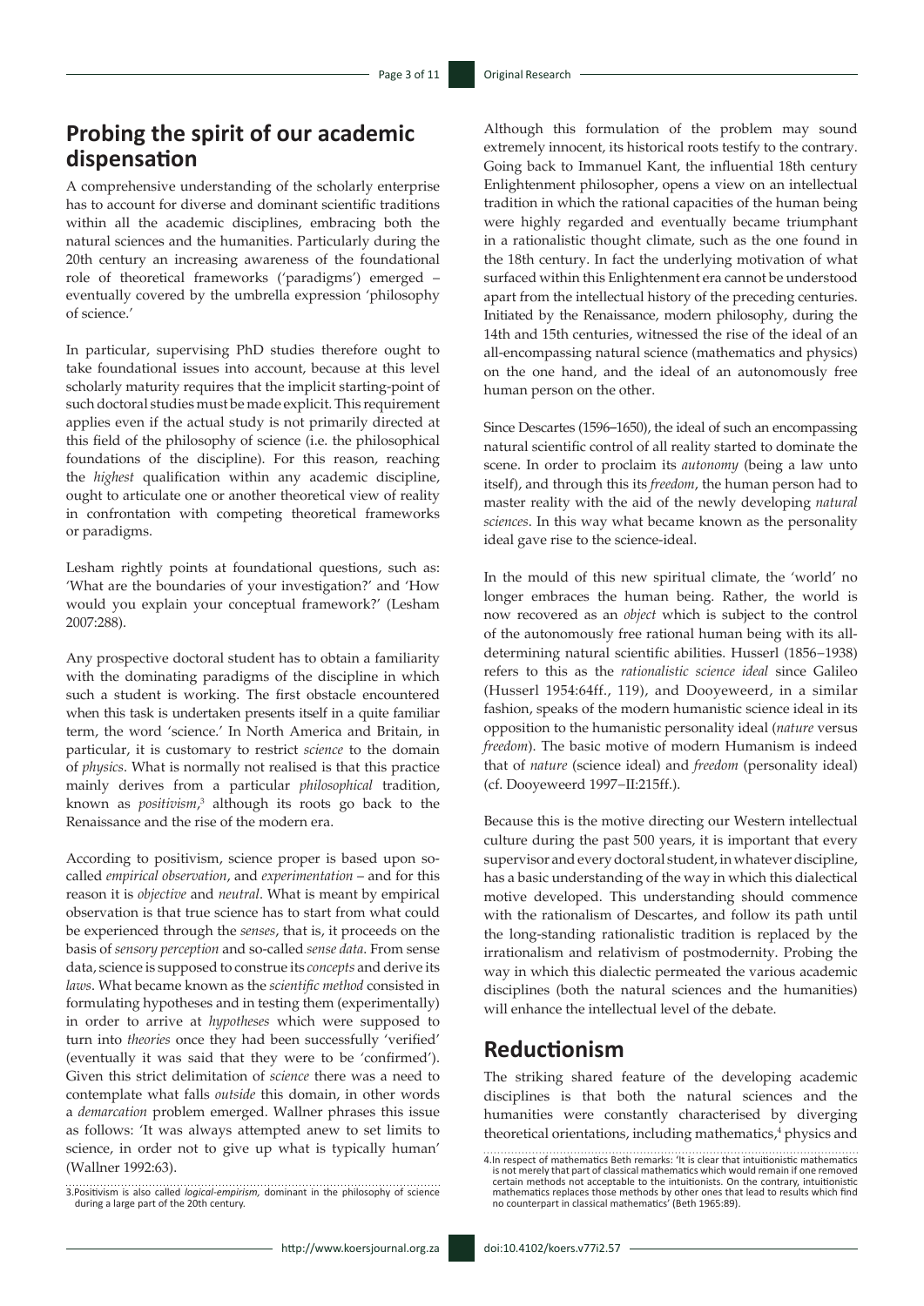## Probing the spirit of our academic dispensation

A comprehensive understanding of the scholarly enterprise has to account for diverse and dominant scientific traditions within all the academic disciplines, embracing both the natural sciences and the humanities. Particularly during the 20th century an increasing awareness of the foundational role of theoretical frameworks ('paradigms') emerged – eventually covered by the umbrella expression 'philosophy of science.'

In particular, supervising PhD studies therefore ought to take foundational issues into account, because at this level scholarly maturity requires that the implicit starting-point of such doctoral studies must be made explicit. This requirement applies even if the actual study is not primarily directed at this field of the philosophy of science (i.e. the philosophical foundations of the discipline). For this reason, reaching the *highest* qualification within any academic discipline, ought to articulate one or another theoretical view of reality in confrontation with competing theoretical frameworks or paradigms.

Lesham rightly points at foundational questions, such as: 'What are the boundaries of your investigation?' and 'How would you explain your conceptual framework?' (Lesham 2007:288).

Any prospective doctoral student has to obtain a familiarity with the dominating paradigms of the discipline in which such a student is working. The first obstacle encountered when this task is undertaken presents itself in a quite familiar term, the word 'science.' In North America and Britain, in particular, it is customary to restrict *science* to the domain of *physics*. What is normally not realised is that this practice mainly derives from a particular *philosophical* tradition, known as *positivism*,[3] although its roots go back to the Renaissance and the rise of the modern era.

According to positivism, science proper is based upon so-called *empirical observation*, and *experimentation* – and for this reason it is *objective* and *neutral*. What is meant by empirical observation is that true science has to start from what could be experienced through the *senses*, that is, it proceeds on the basis of *sensory perception* and so-called *sense data*. From sense data, science is supposed to construe its *concepts* and derive its *laws*. What became known as the *scientific method* consisted in formulating hypotheses and in testing them (experimentally) in order to arrive at *hypotheses* which were supposed to turn into *theories* once they had been successfully 'verified' (eventually it was said that they were to be 'confirmed'). Given this strict delimitation of *science* there was a need to contemplate what falls *outside* this domain, in other words a *demarcation* problem emerged. Wallner phrases this issue as follows: 'It was always attempted anew to set limits to science, in order not to give up what is typically human' (Wallner 1992:63).

Although this formulation of the problem may sound extremely innocent, its historical roots testify to the contrary. Going back to Immanuel Kant, the influential 18th century Enlightenment philosopher, opens a view on an intellectual tradition in which the rational capacities of the human being were highly regarded and eventually became triumphant in a rationalistic thought climate, such as the one found in the 18th century. In fact the underlying motivation of what surfaced within this Enlightenment era cannot be understood apart from the intellectual history of the preceding centuries. Initiated by the Renaissance, modern philosophy, during the 14th and 15th centuries, witnessed the rise of the ideal of an all-encompassing natural science (mathematics and physics) on the one hand, and the ideal of an autonomously free human person on the other.

Since Descartes (1596–1650), the ideal of such an encompassing natural scientific control of all reality started to dominate the scene. In order to proclaim its *autonomy* (being a law unto itself), and through this its *freedom*, the human person had to master reality with the aid of the newly developing *natural sciences*. In this way what became known as the personality ideal gave rise to the science-ideal.

In the mould of this new spiritual climate, the 'world' no longer embraces the human being. Rather, the world is now recovered as an *object* which is subject to the control of the autonomously free rational human being with its all-determining natural scientific abilities. Husserl (1856–1938) refers to this as the *rationalistic science ideal* since Galileo (Husserl 1954:64ff., 119), and Dooyeweerd, in a similar fashion, speaks of the modern humanistic science ideal in its opposition to the humanistic personality ideal (*nature* versus *freedom*). The basic motive of modern Humanism is indeed that of *nature* (science ideal) and *freedom* (personality ideal) (cf. Dooyeweerd 1997–II:215ff.).

Because this is the motive directing our Western intellectual culture during the past 500 years, it is important that every supervisor and every doctoral student, in whatever discipline, has a basic understanding of the way in which this dialectical motive developed. This understanding should commence with the rationalism of Descartes, and follow its path until the long-standing rationalistic tradition is replaced by the irrationalism and relativism of postmodernity. Probing the way in which this dialectic permeated the various academic disciplines (both the natural sciences and the humanities) will enhance the intellectual level of the debate.

## Reductionism

The striking shared feature of the developing academic disciplines is that both the natural sciences and the humanities were constantly characterised by diverging theoretical orientations, including mathematics,[4] physics and

3. Positivism is also called *logical-empirism*, dominant in the philosophy of science during a large part of the 20th century.

4. In respect of mathematics Beth remarks: 'It is clear that intuitionistic mathematics is not merely that part of classical mathematics which would remain if one removed certain methods not acceptable to the intuitionists. On the contrary, intuitionistic mathematics replaces those methods by other ones that lead to results which find no counterpart in classical mathematics' (Beth 1965:89).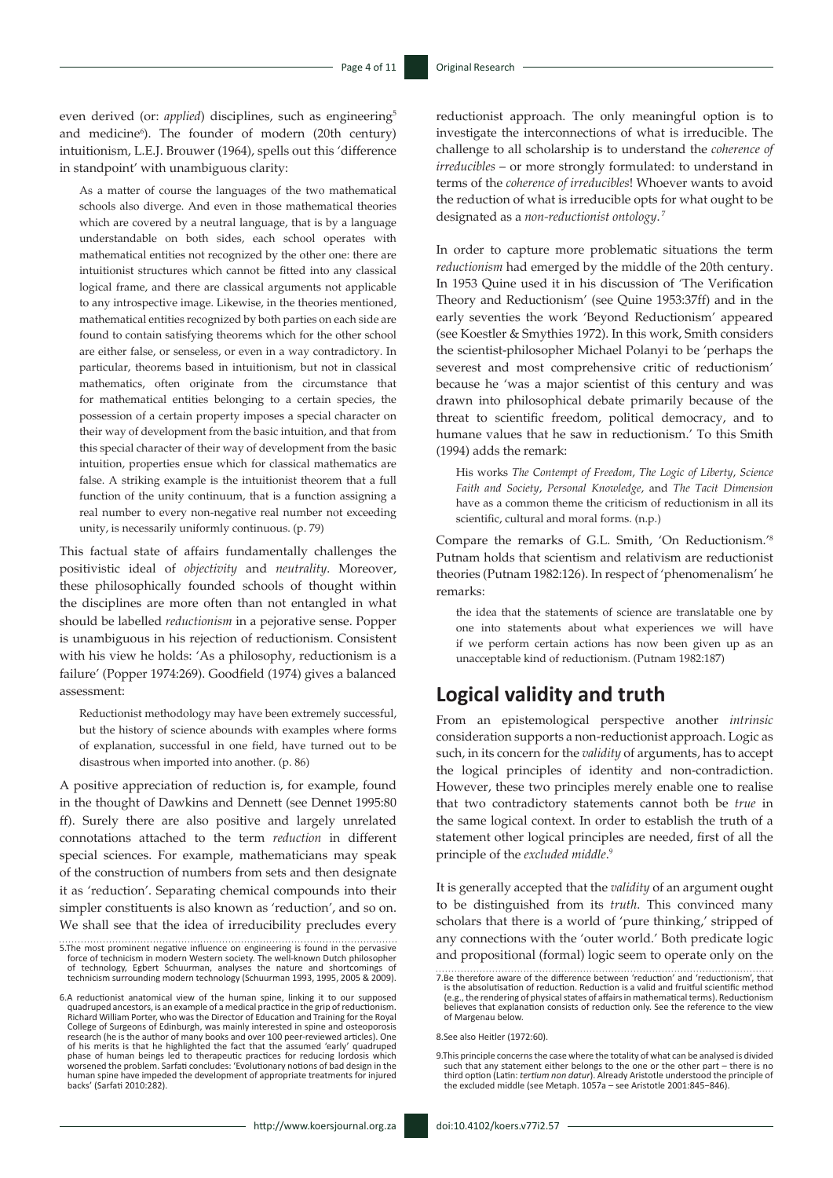even derived (or: *applied*) disciplines, such as engineering[5] and medicine[6]). The founder of modern (20th century) intuitionism, L.E.J. Brouwer (1964), spells out this 'difference in standpoint' with unambiguous clarity:

> As a matter of course the languages of the two mathematical schools also diverge. And even in those mathematical theories which are covered by a neutral language, that is by a language understandable on both sides, each school operates with mathematical entities not recognized by the other one: there are intuitionist structures which cannot be fitted into any classical logical frame, and there are classical arguments not applicable to any introspective image. Likewise, in the theories mentioned, mathematical entities recognized by both parties on each side are found to contain satisfying theorems which for the other school are either false, or senseless, or even in a way contradictory. In particular, theorems based in intuitionism, but not in classical mathematics, often originate from the circumstance that for mathematical entities belonging to a certain species, the possession of a certain property imposes a special character on their way of development from the basic intuition, and that from this special character of their way of development from the basic intuition, properties ensue which for classical mathematics are false. A striking example is the intuitionist theorem that a full function of the unity continuum, that is a function assigning a real number to every non-negative real number not exceeding unity, is necessarily uniformly continuous. (p. 79)

This factual state of affairs fundamentally challenges the positivistic ideal of *objectivity* and *neutrality*. Moreover, these philosophically founded schools of thought within the disciplines are more often than not entangled in what should be labelled *reductionism* in a pejorative sense. Popper is unambiguous in his rejection of reductionism. Consistent with his view he holds: 'As a philosophy, reductionism is a failure' (Popper 1974:269). Goodfield (1974) gives a balanced assessment:

> Reductionist methodology may have been extremely successful, but the history of science abounds with examples where forms of explanation, successful in one field, have turned out to be disastrous when imported into another. (p. 86)

A positive appreciation of reduction is, for example, found in the thought of Dawkins and Dennett (see Dennet 1995:80 ff). Surely there are also positive and largely unrelated connotations attached to the term *reduction* in different special sciences. For example, mathematicians may speak of the construction of numbers from sets and then designate it as 'reduction'. Separating chemical compounds into their simpler constituents is also known as 'reduction', and so on. We shall see that the idea of irreducibility precludes every reductionist approach. The only meaningful option is to investigate the interconnections of what is irreducible. The challenge to all scholarship is to understand the *coherence of irreducibles* – or more strongly formulated: to understand in terms of the *coherence of irreducibles*! Whoever wants to avoid the reduction of what is irreducible opts for what ought to be designated as a *non-reductionist ontology*.[7]

In order to capture more problematic situations the term *reductionism* had emerged by the middle of the 20th century. In 1953 Quine used it in his discussion of 'The Verification Theory and Reductionism' (see Quine 1953:37ff) and in the early seventies the work 'Beyond Reductionism' appeared (see Koestler & Smythies 1972). In this work, Smith considers the scientist-philosopher Michael Polanyi to be 'perhaps the severest and most comprehensive critic of reductionism' because he 'was a major scientist of this century and was drawn into philosophical debate primarily because of the threat to scientific freedom, political democracy, and to humane values that he saw in reductionism.' To this Smith (1994) adds the remark:

> His works *The Contempt of Freedom*, *The Logic of Liberty*, *Science Faith and Society*, *Personal Knowledge*, and *The Tacit Dimension* have as a common theme the criticism of reductionism in all its scientific, cultural and moral forms. (n.p.)

Compare the remarks of G.L. Smith, 'On Reductionism.'[8] Putnam holds that scientism and relativism are reductionist theories (Putnam 1982:126). In respect of 'phenomenalism' he remarks:

> the idea that the statements of science are translatable one by one into statements about what experiences we will have if we perform certain actions has now been given up as an unacceptable kind of reductionism. (Putnam 1982:187)

## Logical validity and truth

From an epistemological perspective another *intrinsic* consideration supports a non-reductionist approach. Logic as such, in its concern for the *validity* of arguments, has to accept the logical principles of identity and non-contradiction. However, these two principles merely enable one to realise that two contradictory statements cannot both be *true* in the same logical context. In order to establish the truth of a statement other logical principles are needed, first of all the principle of the *excluded middle*.[9]

It is generally accepted that the *validity* of an argument ought to be distinguished from its *truth*. This convinced many scholars that there is a world of 'pure thinking,' stripped of any connections with the 'outer world.' Both predicate logic and propositional (formal) logic seem to operate only on the

---

5. The most prominent negative influence on engineering is found in the pervasive force of technicism in modern Western society. The well-known Dutch philosopher of technology, Egbert Schuurman, analyses the nature and shortcomings of technicism surrounding modern technology (Schuurman 1993, 1995, 2005 & 2009).

6. A reductionist anatomical view of the human spine, linking it to our supposed quadruped ancestors, is an example of a medical practice in the grip of reductionism. Richard William Porter, who was the Director of Education and Training for the Royal College of Surgeons of Edinburgh, was mainly interested in spine and osteoporosis research (he is the author of many books and over 100 peer-reviewed articles). One of his merits is that he highlighted the fact that the assumed 'early' quadruped phase of human beings led to therapeutic practices for reducing lordosis which worsened the problem. Sarfati concludes: 'Evolutionary notions of bad design in the human spine have impeded the development of appropriate treatments for injured backs' (Sarfati 2010:282).

7. Be therefore aware of the difference between 'reduction' and 'reductionism', that is the absolutisation of reduction. Reduction is a valid and fruitful scientific method (e.g., the rendering of physical states of affairs in mathematical terms). Reductionism believes that explanation consists of reduction only. See the reference to the view of Margenau below.

8. See also Heitler (1972:60).

9. This principle concerns the case where the totality of what can be analysed is divided such that any statement either belongs to the one or the other part – there is no third option (Latin: *tertium non datur*). Already Aristotle understood the principle of the excluded middle (see Metaph. 1057a – see Aristotle 2001:845–846).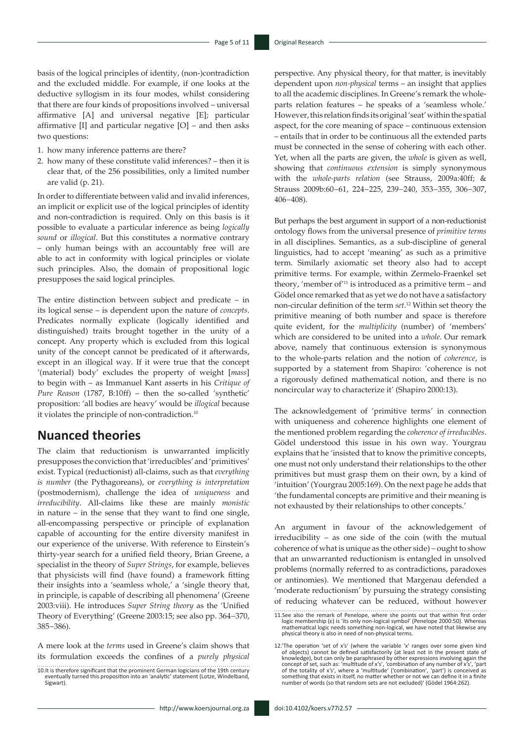basis of the logical principles of identity, (non-)contradiction and the excluded middle. For example, if one looks at the deductive syllogism in its four modes, whilst considering that there are four kinds of propositions involved – universal affirmative [A] and universal negative [E]; particular affirmative [I] and particular negative [O] – and then asks two questions:

1. how many inference patterns are there?
2. how many of these constitute valid inferences? – then it is clear that, of the 256 possibilities, only a limited number are valid (p. 21).

In order to differentiate between valid and invalid inferences, an implicit or explicit use of the logical principles of identity and non-contradiction is required. Only on this basis is it possible to evaluate a particular inference as being *logically sound* or *illogical*. But this constitutes a normative contrary – only human beings with an accountably free will are able to act in conformity with logical principles or violate such principles. Also, the domain of propositional logic presupposes the said logical principles.

The entire distinction between subject and predicate – in its logical sense – is dependent upon the nature of *concepts*. Predicates normally explicate (logically identified and distinguished) traits brought together in the unity of a concept. Any property which is excluded from this logical unity of the concept cannot be predicated of it afterwards, except in an illogical way. If it were true that the concept '(material) body' excludes the property of weight [*mass*] to begin with – as Immanuel Kant asserts in his *Critique of Pure Reason* (1787, B:10ff) – then the so-called 'synthetic' proposition: 'all bodies are heavy' would be *illogical* because it violates the principle of non-contradiction.[10]

## Nuanced theories

The claim that reductionism is unwarranted implicitly presupposes the conviction that 'irreducibles' and 'primitives' exist. Typical (reductionist) all-claims, such as that *everything is number* (the Pythagoreans), or *everything is interpretation* (postmodernism), challenge the idea of *uniqueness* and *irreducibility*. All-claims like these are mainly *monistic* in nature – in the sense that they want to find one single, all-encompassing perspective or principle of explanation capable of accounting for the entire diversity manifest in our experience of the universe. With reference to Einstein's thirty-year search for a unified field theory, Brian Greene, a specialist in the theory of *Super Strings*, for example, believes that physicists will find (have found) a framework fitting their insights into a 'seamless whole,' a 'single theory that, in principle, is capable of describing all phenomena' (Greene 2003:viii). He introduces *Super String theory* as the 'Unified Theory of Everything' (Greene 2003:15; see also pp. 364–370, 385–386).

A mere look at the *terms* used in Greene's claim shows that its formulation exceeds the confines of a *purely physical* perspective. Any physical theory, for that matter, is inevitably dependent upon *non-physical* terms – an insight that applies to all the academic disciplines. In Greene's remark the whole-parts relation features – he speaks of a 'seamless whole.' However, this relation finds its original 'seat' within the spatial aspect, for the core meaning of space – continuous extension – entails that in order to be continuous all the extended parts must be connected in the sense of cohering with each other. Yet, when all the parts are given, the *whole* is given as well, showing that *continuous extension* is simply synonymous with the *whole-parts relation* (see Strauss, 2009a:40ff; & Strauss 2009b:60–61, 224–225, 239–240, 353–355, 306–307, 406–408).

But perhaps the best argument in support of a non-reductionist ontology flows from the universal presence of *primitive terms* in all disciplines. Semantics, as a sub-discipline of general linguistics, had to accept 'meaning' as such as a primitive term. Similarly axiomatic set theory also had to accept primitive terms. For example, within Zermelo-Fraenkel set theory, 'member of'[11] is introduced as a primitive term – and Gödel once remarked that as yet we do not have a satisfactory non-circular definition of the term *set*.[12] Within set theory the primitive meaning of both number and space is therefore quite evident, for the *multiplicity* (number) of 'members' which are considered to be united into a *whole*. Our remark above, namely that continuous extension is synonymous to the whole-parts relation and the notion of *coherence*, is supported by a statement from Shapiro: 'coherence is not a rigorously defined mathematical notion, and there is no noncircular way to characterize it' (Shapiro 2000:13).

The acknowledgement of 'primitive terms' in connection with uniqueness and coherence highlights one element of the mentioned problem regarding the *coherence of irreducibles*. Gödel understood this issue in his own way. Yourgrau explains that he 'insisted that to know the primitive concepts, one must not only understand their relationships to the other primitives but must grasp them on their own, by a kind of 'intuition' (Yourgrau 2005:169). On the next page he adds that 'the fundamental concepts are primitive and their meaning is not exhausted by their relationships to other concepts.'

An argument in favour of the acknowledgement of irreducibility – as one side of the coin (with the mutual coherence of what is unique as the other side) – ought to show that an unwarranted reductionism is entangled in unsolved problems (normally referred to as contradictions, paradoxes or antinomies). We mentioned that Margenau defended a 'moderate reductionism' by pursuing the strategy consisting of reducing whatever can be reduced, without however

10. It is therefore significant that the prominent German logicians of the 19th century eventually turned this proposition into an 'analytic' statement (Lotze, Windelband, Sigwart).

11. See also the remark of Penelope, where she points out that within first order logic membership (ε) is 'its only non-logical symbol' (Penelope 2000:50). Whereas mathematical logic needs something non-logical, we have noted that likewise any physical theory is also in need of non-physical terms.

12. 'The operation 'set of x's' (where the variable 'x' ranges over some given kind of objects) cannot be defined satisfactorily (at least not in the present state of knowledge), but can only be paraphrased by other expressions involving again the concept of set, such as: 'multitude of x's', 'combination of any number of x's', 'part of the totality of x's', where a 'multitude' ('combination', 'part') is conceived as something that exists in itself, no matter whether or not we can define it in a finite number of words (so that random sets are not excluded)' (Gödel 1964:262).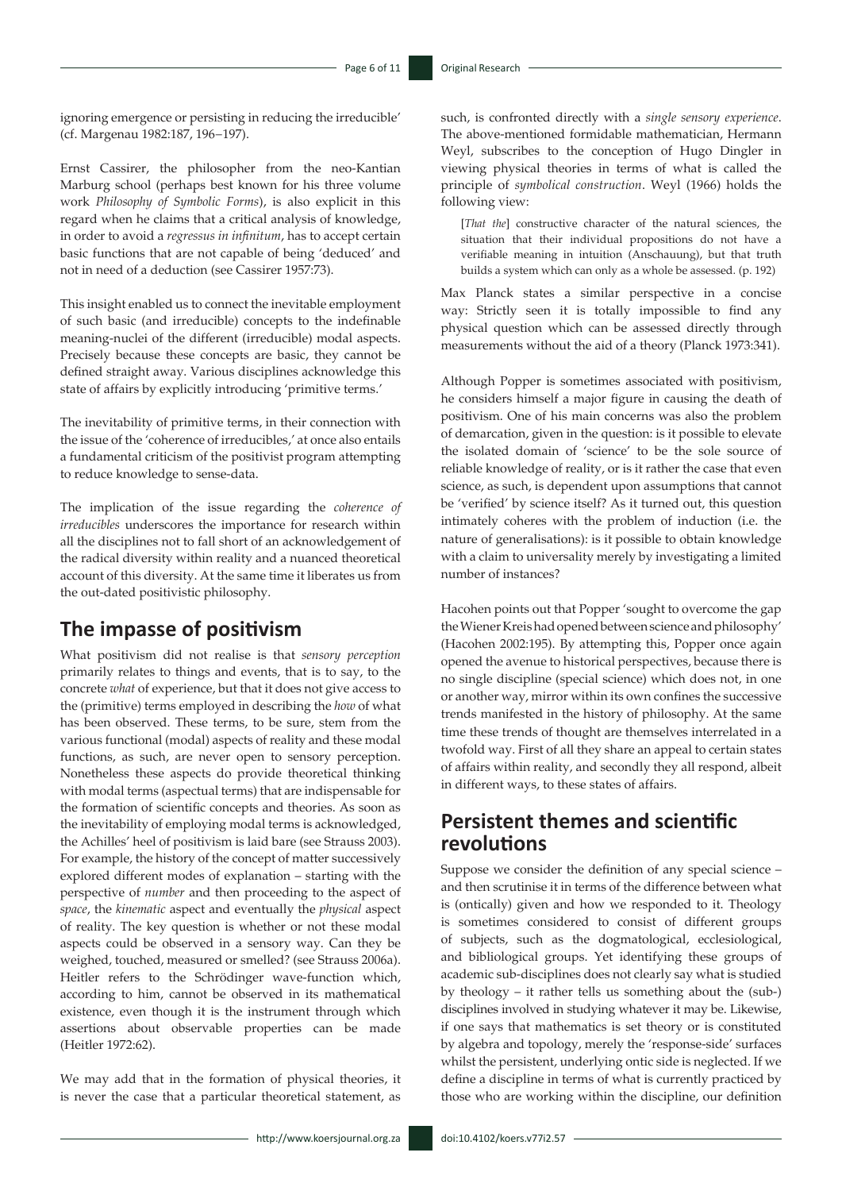ignoring emergence or persisting in reducing the irreducible' (cf. Margenau 1982:187, 196–197).

Ernst Cassirer, the philosopher from the neo-Kantian Marburg school (perhaps best known for his three volume work *Philosophy of Symbolic Forms*), is also explicit in this regard when he claims that a critical analysis of knowledge, in order to avoid a *regressus in infinitum*, has to accept certain basic functions that are not capable of being 'deduced' and not in need of a deduction (see Cassirer 1957:73).

This insight enabled us to connect the inevitable employment of such basic (and irreducible) concepts to the indefinable meaning-nuclei of the different (irreducible) modal aspects. Precisely because these concepts are basic, they cannot be defined straight away. Various disciplines acknowledge this state of affairs by explicitly introducing 'primitive terms.'

The inevitability of primitive terms, in their connection with the issue of the 'coherence of irreducibles,' at once also entails a fundamental criticism of the positivist program attempting to reduce knowledge to sense-data.

The implication of the issue regarding the *coherence of irreducibles* underscores the importance for research within all the disciplines not to fall short of an acknowledgement of the radical diversity within reality and a nuanced theoretical account of this diversity. At the same time it liberates us from the out-dated positivistic philosophy.

## The impasse of positivism

What positivism did not realise is that *sensory perception* primarily relates to things and events, that is to say, to the concrete *what* of experience, but that it does not give access to the (primitive) terms employed in describing the *how* of what has been observed. These terms, to be sure, stem from the various functional (modal) aspects of reality and these modal functions, as such, are never open to sensory perception. Nonetheless these aspects do provide theoretical thinking with modal terms (aspectual terms) that are indispensable for the formation of scientific concepts and theories. As soon as the inevitability of employing modal terms is acknowledged, the Achilles' heel of positivism is laid bare (see Strauss 2003). For example, the history of the concept of matter successively explored different modes of explanation – starting with the perspective of *number* and then proceeding to the aspect of *space*, the *kinematic* aspect and eventually the *physical* aspect of reality. The key question is whether or not these modal aspects could be observed in a sensory way. Can they be weighed, touched, measured or smelled? (see Strauss 2006a). Heitler refers to the Schrödinger wave-function which, according to him, cannot be observed in its mathematical existence, even though it is the instrument through which assertions about observable properties can be made (Heitler 1972:62).

We may add that in the formation of physical theories, it is never the case that a particular theoretical statement, as such, is confronted directly with a *single sensory experience*. The above-mentioned formidable mathematician, Hermann Weyl, subscribes to the conception of Hugo Dingler in viewing physical theories in terms of what is called the principle of *symbolical construction*. Weyl (1966) holds the following view:

> [*That the*] constructive character of the natural sciences, the situation that their individual propositions do not have a verifiable meaning in intuition (Anschauung), but that truth builds a system which can only as a whole be assessed. (p. 192)

Max Planck states a similar perspective in a concise way: Strictly seen it is totally impossible to find any physical question which can be assessed directly through measurements without the aid of a theory (Planck 1973:341).

Although Popper is sometimes associated with positivism, he considers himself a major figure in causing the death of positivism. One of his main concerns was also the problem of demarcation, given in the question: is it possible to elevate the isolated domain of 'science' to be the sole source of reliable knowledge of reality, or is it rather the case that even science, as such, is dependent upon assumptions that cannot be 'verified' by science itself? As it turned out, this question intimately coheres with the problem of induction (i.e. the nature of generalisations): is it possible to obtain knowledge with a claim to universality merely by investigating a limited number of instances?

Hacohen points out that Popper 'sought to overcome the gap the Wiener Kreis had opened between science and philosophy' (Hacohen 2002:195). By attempting this, Popper once again opened the avenue to historical perspectives, because there is no single discipline (special science) which does not, in one or another way, mirror within its own confines the successive trends manifested in the history of philosophy. At the same time these trends of thought are themselves interrelated in a twofold way. First of all they share an appeal to certain states of affairs within reality, and secondly they all respond, albeit in different ways, to these states of affairs.

## Persistent themes and scientific revolutions

Suppose we consider the definition of any special science – and then scrutinise it in terms of the difference between what is (ontically) given and how we responded to it. Theology is sometimes considered to consist of different groups of subjects, such as the dogmatological, ecclesiological, and bibliological groups. Yet identifying these groups of academic sub-disciplines does not clearly say what is studied by theology – it rather tells us something about the (sub-) disciplines involved in studying whatever it may be. Likewise, if one says that mathematics is set theory or is constituted by algebra and topology, merely the 'response-side' surfaces whilst the persistent, underlying ontic side is neglected. If we define a discipline in terms of what is currently practiced by those who are working within the discipline, our definition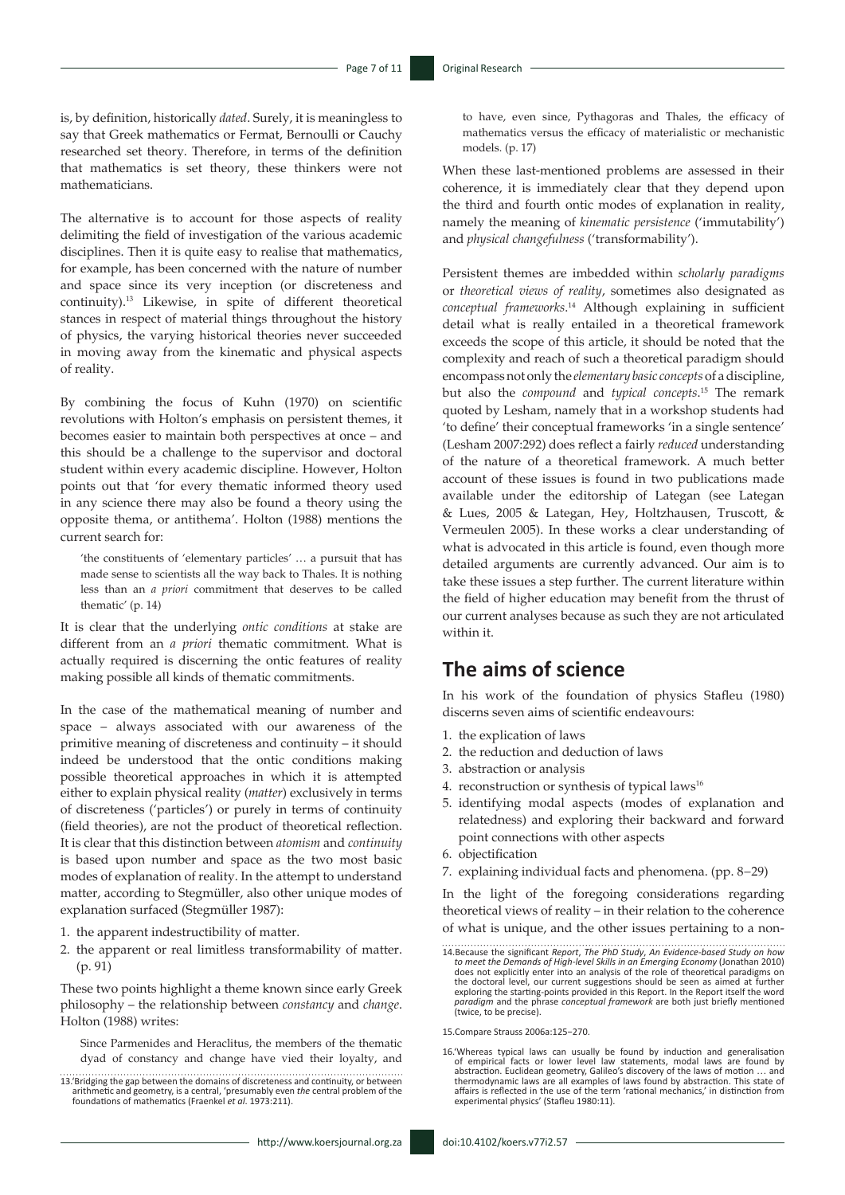is, by definition, historically *dated*. Surely, it is meaningless to say that Greek mathematics or Fermat, Bernoulli or Cauchy researched set theory. Therefore, in terms of the definition that mathematics is set theory, these thinkers were not mathematicians.

The alternative is to account for those aspects of reality delimiting the field of investigation of the various academic disciplines. Then it is quite easy to realise that mathematics, for example, has been concerned with the nature of number and space since its very inception (or discreteness and continuity).[13] Likewise, in spite of different theoretical stances in respect of material things throughout the history of physics, the varying historical theories never succeeded in moving away from the kinematic and physical aspects of reality.

By combining the focus of Kuhn (1970) on scientific revolutions with Holton's emphasis on persistent themes, it becomes easier to maintain both perspectives at once – and this should be a challenge to the supervisor and doctoral student within every academic discipline. However, Holton points out that 'for every thematic informed theory used in any science there may also be found a theory using the opposite thema, or antithema'. Holton (1988) mentions the current search for:

> 'the constituents of 'elementary particles' … a pursuit that has made sense to scientists all the way back to Thales. It is nothing less than an *a priori* commitment that deserves to be called thematic' (p. 14)

It is clear that the underlying *ontic conditions* at stake are different from an *a priori* thematic commitment. What is actually required is discerning the ontic features of reality making possible all kinds of thematic commitments.

In the case of the mathematical meaning of number and space – always associated with our awareness of the primitive meaning of discreteness and continuity – it should indeed be understood that the ontic conditions making possible theoretical approaches in which it is attempted either to explain physical reality (*matter*) exclusively in terms of discreteness ('particles') or purely in terms of continuity (field theories), are not the product of theoretical reflection. It is clear that this distinction between *atomism* and *continuity* is based upon number and space as the two most basic modes of explanation of reality. In the attempt to understand matter, according to Stegmüller, also other unique modes of explanation surfaced (Stegmüller 1987):

1. the apparent indestructibility of matter.
2. the apparent or real limitless transformability of matter. (p. 91)

These two points highlight a theme known since early Greek philosophy – the relationship between *constancy* and *change*. Holton (1988) writes:

> Since Parmenides and Heraclitus, the members of the thematic dyad of constancy and change have vied their loyalty, and to have, even since, Pythagoras and Thales, the efficacy of mathematics versus the efficacy of materialistic or mechanistic models. (p. 17)

When these last-mentioned problems are assessed in their coherence, it is immediately clear that they depend upon the third and fourth ontic modes of explanation in reality, namely the meaning of *kinematic persistence* ('immutability') and *physical changefulness* ('transformability').

Persistent themes are imbedded within *scholarly paradigms* or *theoretical views of reality*, sometimes also designated as *conceptual frameworks*.[14] Although explaining in sufficient detail what is really entailed in a theoretical framework exceeds the scope of this article, it should be noted that the complexity and reach of such a theoretical paradigm should encompass not only the *elementary basic concepts* of a discipline, but also the *compound* and *typical concepts*.[15] The remark quoted by Lesham, namely that in a workshop students had 'to define' their conceptual frameworks 'in a single sentence' (Lesham 2007:292) does reflect a fairly *reduced* understanding of the nature of a theoretical framework. A much better account of these issues is found in two publications made available under the editorship of Lategan (see Lategan & Lues, 2005 & Lategan, Hey, Holtzhausen, Truscott, & Vermeulen 2005). In these works a clear understanding of what is advocated in this article is found, even though more detailed arguments are currently advanced. Our aim is to take these issues a step further. The current literature within the field of higher education may benefit from the thrust of our current analyses because as such they are not articulated within it.

## The aims of science

In his work of the foundation of physics Stafleu (1980) discerns seven aims of scientific endeavours:

1. the explication of laws
2. the reduction and deduction of laws
3. abstraction or analysis
4. reconstruction or synthesis of typical laws[16]
5. identifying modal aspects (modes of explanation and relatedness) and exploring their backward and forward point connections with other aspects
6. objectification
7. explaining individual facts and phenomena. (pp. 8–29)

In the light of the foregoing considerations regarding theoretical views of reality – in their relation to the coherence of what is unique, and the other issues pertaining to a non-

---

13.'Bridging the gap between the domains of discreteness and continuity, or between arithmetic and geometry, is a central, 'presumably even *the* central problem of the foundations of mathematics (Fraenkel *et al*. 1973:211).

14.Because the significant *Report*, *The PhD Study*, *An Evidence-based Study on how to meet the Demands of High-level Skills in an Emerging Economy* (Jonathan 2010) does not explicitly enter into an analysis of the role of theoretical paradigms on the doctoral level, our current suggestions should be seen as aimed at further exploring the starting-points provided in this Report. In the Report itself the word *paradigm* and the phrase *conceptual framework* are both just briefly mentioned (twice, to be precise).

15.Compare Strauss 2006a:125–270.

16.'Whereas typical laws can usually be found by induction and generalisation of empirical facts or lower level law statements, modal laws are found by abstraction. Euclidean geometry, Galileo's discovery of the laws of motion … and thermodynamic laws are all examples of laws found by abstraction. This state of affairs is reflected in the use of the term 'rational mechanics,' in distinction from experimental physics' (Stafleu 1980:11).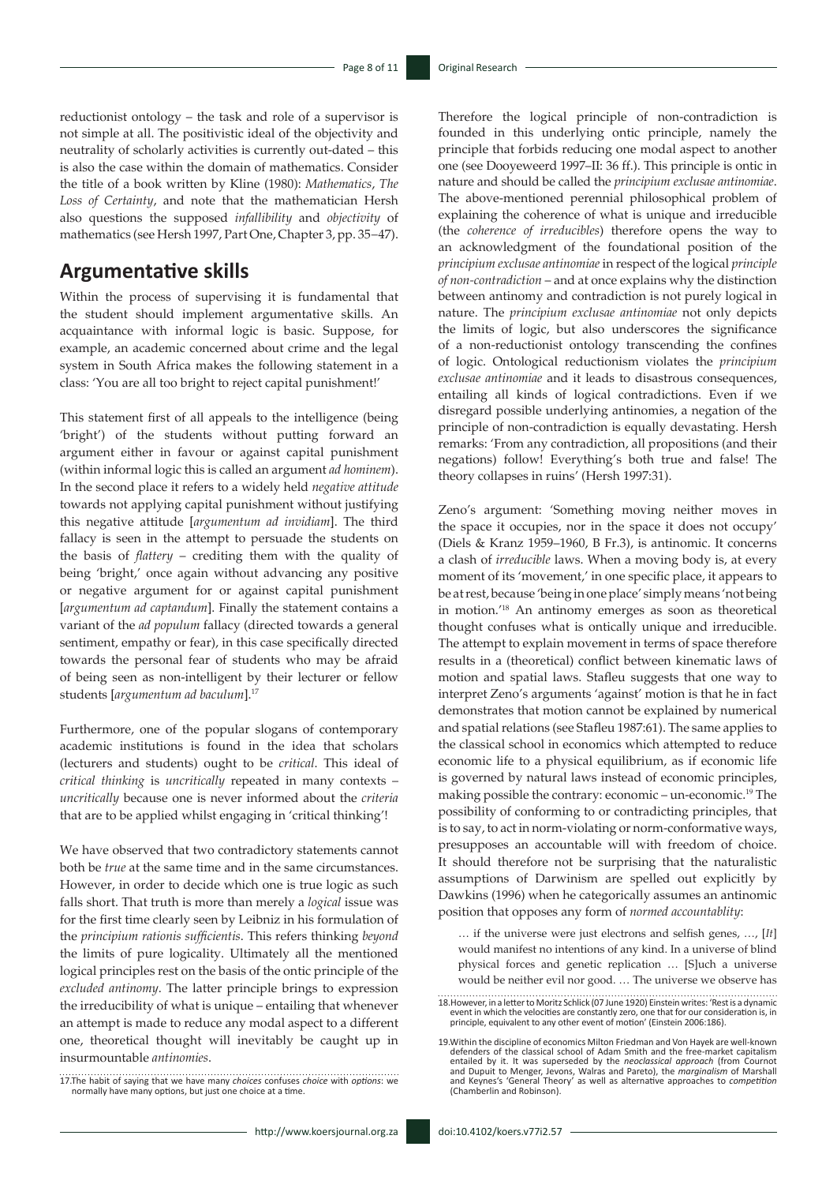reductionist ontology – the task and role of a supervisor is not simple at all. The positivistic ideal of the objectivity and neutrality of scholarly activities is currently out-dated – this is also the case within the domain of mathematics. Consider the title of a book written by Kline (1980): *Mathematics*, *The Loss of Certainty*, and note that the mathematician Hersh also questions the supposed *infallibility* and *objectivity* of mathematics (see Hersh 1997, Part One, Chapter 3, pp. 35–47).

## Argumentative skills

Within the process of supervising it is fundamental that the student should implement argumentative skills. An acquaintance with informal logic is basic. Suppose, for example, an academic concerned about crime and the legal system in South Africa makes the following statement in a class: 'You are all too bright to reject capital punishment!'

This statement first of all appeals to the intelligence (being 'bright') of the students without putting forward an argument either in favour or against capital punishment (within informal logic this is called an argument *ad hominem*). In the second place it refers to a widely held *negative attitude* towards not applying capital punishment without justifying this negative attitude [*argumentum ad invidiam*]. The third fallacy is seen in the attempt to persuade the students on the basis of *flattery* – crediting them with the quality of being 'bright,' once again without advancing any positive or negative argument for or against capital punishment [*argumentum ad captandum*]. Finally the statement contains a variant of the *ad populum* fallacy (directed towards a general sentiment, empathy or fear), in this case specifically directed towards the personal fear of students who may be afraid of being seen as non-intelligent by their lecturer or fellow students [*argumentum ad baculum*].[17]

Furthermore, one of the popular slogans of contemporary academic institutions is found in the idea that scholars (lecturers and students) ought to be *critical*. This ideal of *critical thinking* is *uncritically* repeated in many contexts – *uncritically* because one is never informed about the *criteria* that are to be applied whilst engaging in 'critical thinking'!

We have observed that two contradictory statements cannot both be *true* at the same time and in the same circumstances. However, in order to decide which one is true logic as such falls short. That truth is more than merely a *logical* issue was for the first time clearly seen by Leibniz in his formulation of the *principium rationis sufficientis*. This refers thinking *beyond* the limits of pure logicality. Ultimately all the mentioned logical principles rest on the basis of the ontic principle of the *excluded antinomy*. The latter principle brings to expression the irreducibility of what is unique – entailing that whenever an attempt is made to reduce any modal aspect to a different one, theoretical thought will inevitably be caught up in insurmountable *antinomies*.

Therefore the logical principle of non-contradiction is founded in this underlying ontic principle, namely the principle that forbids reducing one modal aspect to another one (see Dooyeweerd 1997–II: 36 ff.). This principle is ontic in nature and should be called the *principium exclusae antinomiae*. The above-mentioned perennial philosophical problem of explaining the coherence of what is unique and irreducible (the *coherence of irreducibles*) therefore opens the way to an acknowledgment of the foundational position of the *principium exclusae antinomiae* in respect of the logical *principle of non-contradiction* – and at once explains why the distinction between antinomy and contradiction is not purely logical in nature. The *principium exclusae antinomiae* not only depicts the limits of logic, but also underscores the significance of a non-reductionist ontology transcending the confines of logic. Ontological reductionism violates the *principium exclusae antinomiae* and it leads to disastrous consequences, entailing all kinds of logical contradictions. Even if we disregard possible underlying antinomies, a negation of the principle of non-contradiction is equally devastating. Hersh remarks: 'From any contradiction, all propositions (and their negations) follow! Everything's both true and false! The theory collapses in ruins' (Hersh 1997:31).

Zeno's argument: 'Something moving neither moves in the space it occupies, nor in the space it does not occupy' (Diels & Kranz 1959–1960, B Fr.3), is antinomic. It concerns a clash of *irreducible* laws. When a moving body is, at every moment of its 'movement,' in one specific place, it appears to be at rest, because 'being in one place' simply means 'not being in motion.'[18] An antinomy emerges as soon as theoretical thought confuses what is ontically unique and irreducible. The attempt to explain movement in terms of space therefore results in a (theoretical) conflict between kinematic laws of motion and spatial laws. Stafleu suggests that one way to interpret Zeno's arguments 'against' motion is that he in fact demonstrates that motion cannot be explained by numerical and spatial relations (see Stafleu 1987:61). The same applies to the classical school in economics which attempted to reduce economic life to a physical equilibrium, as if economic life is governed by natural laws instead of economic principles, making possible the contrary: economic – un-economic.[19] The possibility of conforming to or contradicting principles, that is to say, to act in norm-violating or norm-conformative ways, presupposes an accountable will with freedom of choice. It should therefore not be surprising that the naturalistic assumptions of Darwinism are spelled out explicitly by Dawkins (1996) when he categorically assumes an antinomic position that opposes any form of *normed accountablity*:

> … if the universe were just electrons and selfish genes, …, [*It*] would manifest no intentions of any kind. In a universe of blind physical forces and genetic replication … [S]uch a universe would be neither evil nor good. … The universe we observe has

17. The habit of saying that we have many *choices* confuses *choice* with *options*: we normally have many options, but just one choice at a time.

18. However, in a letter to Moritz Schlick (07 June 1920) Einstein writes: 'Rest is a dynamic event in which the velocities are constantly zero, one that for our consideration is, in principle, equivalent to any other event of motion' (Einstein 2006:186).

19. Within the discipline of economics Milton Friedman and Von Hayek are well-known defenders of the classical school of Adam Smith and the free-market capitalism entailed by it. It was superseded by the *neoclassical approach* (from Cournot and Dupuit to Menger, Jevons, Walras and Pareto), the *marginalism* of Marshall and Keynes's 'General Theory' as well as alternative approaches to *competition* (Chamberlin and Robinson).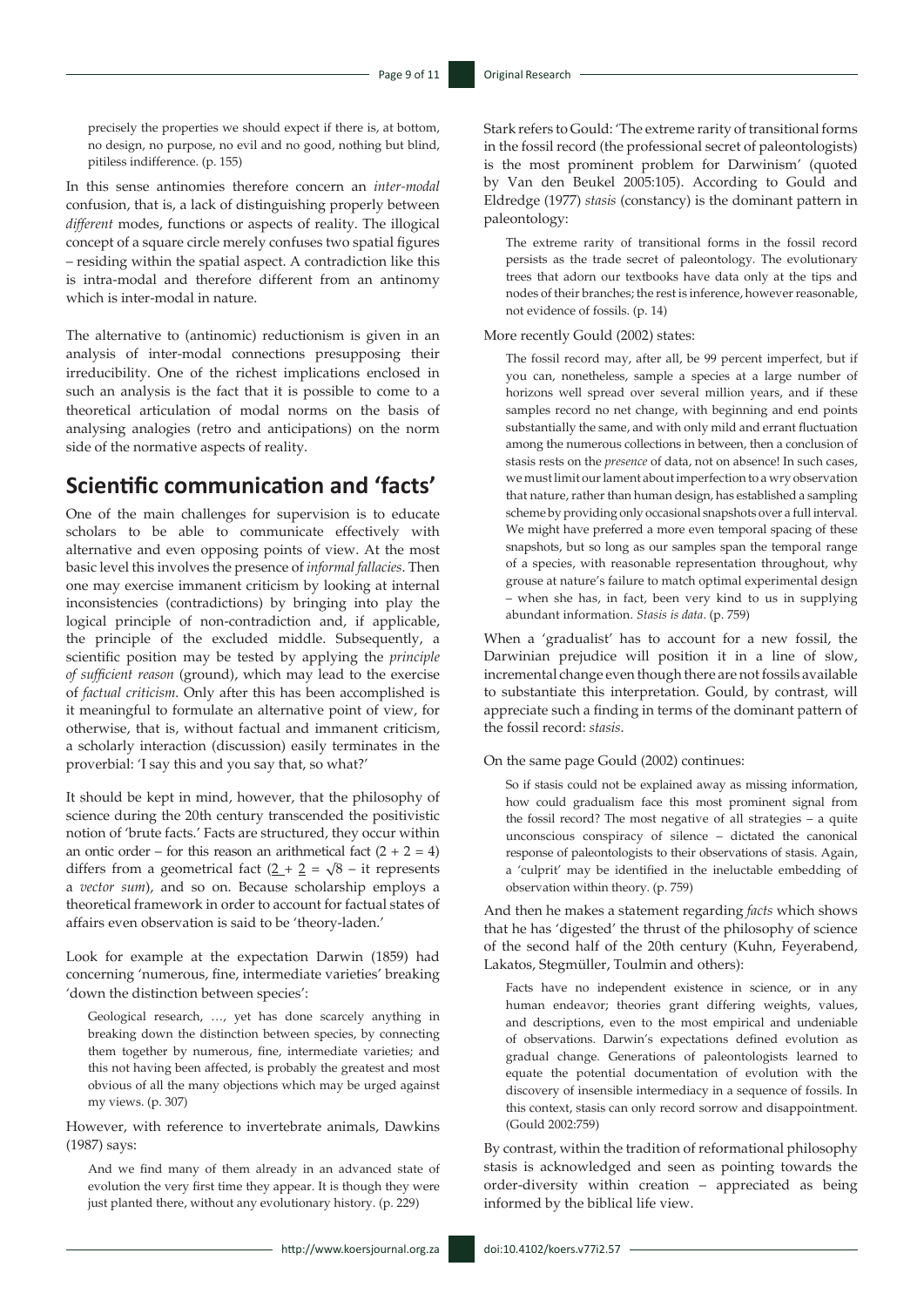> precisely the properties we should expect if there is, at bottom, no design, no purpose, no evil and no good, nothing but blind, pitiless indifference. (p. 155)

In this sense antinomies therefore concern an *inter-modal* confusion, that is, a lack of distinguishing properly between *different* modes, functions or aspects of reality. The illogical concept of a square circle merely confuses two spatial figures – residing within the spatial aspect. A contradiction like this is intra-modal and therefore different from an antinomy which is inter-modal in nature.

The alternative to (antinomic) reductionism is given in an analysis of inter-modal connections presupposing their irreducibility. One of the richest implications enclosed in such an analysis is the fact that it is possible to come to a theoretical articulation of modal norms on the basis of analysing analogies (retro and anticipations) on the norm side of the normative aspects of reality.

## Scientific communication and 'facts'

One of the main challenges for supervision is to educate scholars to be able to communicate effectively with alternative and even opposing points of view. At the most basic level this involves the presence of *informal fallacies*. Then one may exercise immanent criticism by looking at internal inconsistencies (contradictions) by bringing into play the logical principle of non-contradiction and, if applicable, the principle of the excluded middle. Subsequently, a scientific position may be tested by applying the *principle of sufficient reason* (ground), which may lead to the exercise of *factual criticism*. Only after this has been accomplished is it meaningful to formulate an alternative point of view, for otherwise, that is, without factual and immanent criticism, a scholarly interaction (discussion) easily terminates in the proverbial: 'I say this and you say that, so what?'

It should be kept in mind, however, that the philosophy of science during the 20th century transcended the positivistic notion of 'brute facts.' Facts are structured, they occur within an ontic order – for this reason an arithmetical fact ($2 + 2 = 4$) differs from a geometrical fact ($\underline{2} + \underline{2} = \sqrt{8}$ – it represents a *vector sum*), and so on. Because scholarship employs a theoretical framework in order to account for factual states of affairs even observation is said to be 'theory-laden.'

Look for example at the expectation Darwin (1859) had concerning 'numerous, fine, intermediate varieties' breaking 'down the distinction between species':

> Geological research, …, yet has done scarcely anything in breaking down the distinction between species, by connecting them together by numerous, fine, intermediate varieties; and this not having been affected, is probably the greatest and most obvious of all the many objections which may be urged against my views. (p. 307)

However, with reference to invertebrate animals, Dawkins (1987) says:

> And we find many of them already in an advanced state of evolution the very first time they appear. It is though they were just planted there, without any evolutionary history. (p. 229)

Stark refers to Gould: 'The extreme rarity of transitional forms in the fossil record (the professional secret of paleontologists) is the most prominent problem for Darwinism' (quoted by Van den Beukel 2005:105). According to Gould and Eldredge (1977) *stasis* (constancy) is the dominant pattern in paleontology:

> The extreme rarity of transitional forms in the fossil record persists as the trade secret of paleontology. The evolutionary trees that adorn our textbooks have data only at the tips and nodes of their branches; the rest is inference, however reasonable, not evidence of fossils. (p. 14)

More recently Gould (2002) states:

> The fossil record may, after all, be 99 percent imperfect, but if you can, nonetheless, sample a species at a large number of horizons well spread over several million years, and if these samples record no net change, with beginning and end points substantially the same, and with only mild and errant fluctuation among the numerous collections in between, then a conclusion of stasis rests on the *presence* of data, not on absence! In such cases, we must limit our lament about imperfection to a wry observation that nature, rather than human design, has established a sampling scheme by providing only occasional snapshots over a full interval. We might have preferred a more even temporal spacing of these snapshots, but so long as our samples span the temporal range of a species, with reasonable representation throughout, why grouse at nature's failure to match optimal experimental design – when she has, in fact, been very kind to us in supplying abundant information. *Stasis is data*. (p. 759)

When a 'gradualist' has to account for a new fossil, the Darwinian prejudice will position it in a line of slow, incremental change even though there are not fossils available to substantiate this interpretation. Gould, by contrast, will appreciate such a finding in terms of the dominant pattern of the fossil record: *stasis*.

On the same page Gould (2002) continues:

> So if stasis could not be explained away as missing information, how could gradualism face this most prominent signal from the fossil record? The most negative of all strategies – a quite unconscious conspiracy of silence – dictated the canonical response of paleontologists to their observations of stasis. Again, a 'culprit' may be identified in the ineluctable embedding of observation within theory. (p. 759)

And then he makes a statement regarding *facts* which shows that he has 'digested' the thrust of the philosophy of science of the second half of the 20th century (Kuhn, Feyerabend, Lakatos, Stegmüller, Toulmin and others):

> Facts have no independent existence in science, or in any human endeavor; theories grant differing weights, values, and descriptions, even to the most empirical and undeniable of observations. Darwin's expectations defined evolution as gradual change. Generations of paleontologists learned to equate the potential documentation of evolution with the discovery of insensible intermediacy in a sequence of fossils. In this context, stasis can only record sorrow and disappointment. (Gould 2002:759)

By contrast, within the tradition of reformational philosophy stasis is acknowledged and seen as pointing towards the order-diversity within creation – appreciated as being informed by the biblical life view.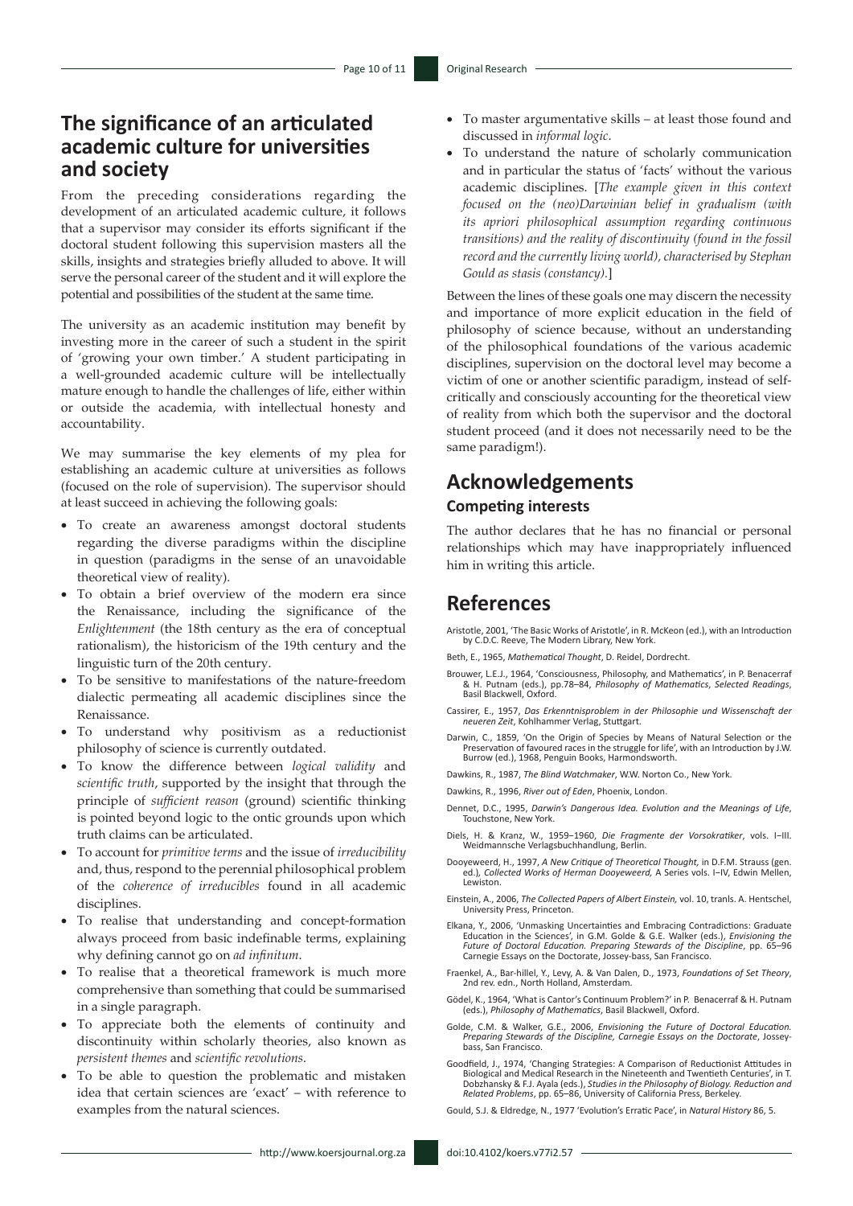## The significance of an articulated academic culture for universities and society

From the preceding considerations regarding the development of an articulated academic culture, it follows that a supervisor may consider its efforts significant if the doctoral student following this supervision masters all the skills, insights and strategies briefly alluded to above. It will serve the personal career of the student and it will explore the potential and possibilities of the student at the same time.

The university as an academic institution may benefit by investing more in the career of such a student in the spirit of 'growing your own timber.' A student participating in a well-grounded academic culture will be intellectually mature enough to handle the challenges of life, either within or outside the academia, with intellectual honesty and accountability.

We may summarise the key elements of my plea for establishing an academic culture at universities as follows (focused on the role of supervision). The supervisor should at least succeed in achieving the following goals:

- To create an awareness amongst doctoral students regarding the diverse paradigms within the discipline in question (paradigms in the sense of an unavoidable theoretical view of reality).
- To obtain a brief overview of the modern era since the Renaissance, including the significance of the *Enlightenment* (the 18th century as the era of conceptual rationalism), the historicism of the 19th century and the linguistic turn of the 20th century.
- To be sensitive to manifestations of the nature-freedom dialectic permeating all academic disciplines since the Renaissance.
- To understand why positivism as a reductionist philosophy of science is currently outdated.
- To know the difference between *logical validity* and *scientific truth*, supported by the insight that through the principle of *sufficient reason* (ground) scientific thinking is pointed beyond logic to the ontic grounds upon which truth claims can be articulated.
- To account for *primitive terms* and the issue of *irreducibility* and, thus, respond to the perennial philosophical problem of the *coherence of irreducibles* found in all academic disciplines.
- To realise that understanding and concept-formation always proceed from basic indefinable terms, explaining why defining cannot go on *ad infinitum*.
- To realise that a theoretical framework is much more comprehensive than something that could be summarised in a single paragraph.
- To appreciate both the elements of continuity and discontinuity within scholarly theories, also known as *persistent themes* and *scientific revolutions*.
- To be able to question the problematic and mistaken idea that certain sciences are 'exact' – with reference to examples from the natural sciences.
- To master argumentative skills – at least those found and discussed in *informal logic*.
- To understand the nature of scholarly communication and in particular the status of 'facts' without the various academic disciplines. [*The example given in this context focused on the (neo)Darwinian belief in gradualism (with its apriori philosophical assumption regarding continuous transitions) and the reality of discontinuity (found in the fossil record and the currently living world), characterised by Stephan Gould as stasis (constancy).*]

Between the lines of these goals one may discern the necessity and importance of more explicit education in the field of philosophy of science because, without an understanding of the philosophical foundations of the various academic disciplines, supervision on the doctoral level may become a victim of one or another scientific paradigm, instead of self-critically and consciously accounting for the theoretical view of reality from which both the supervisor and the doctoral student proceed (and it does not necessarily need to be the same paradigm!).

## Acknowledgements

### Competing interests

The author declares that he has no financial or personal relationships which may have inappropriately influenced him in writing this article.

## References

Aristotle, 2001, 'The Basic Works of Aristotle', in R. McKeon (ed.), with an Introduction by C.D.C. Reeve, The Modern Library, New York.

Beth, E., 1965, *Mathematical Thought*, D. Reidel, Dordrecht.

Brouwer, L.E.J., 1964, 'Consciousness, Philosophy, and Mathematics', in P. Benacerraf & H. Putnam (eds.), pp.78–84, *Philosophy of Mathematics*, *Selected Readings*, Basil Blackwell, Oxford.

Cassirer, E., 1957, *Das Erkenntnisproblem in der Philosophie und Wissenschaft der neueren Zeit*, Kohlhammer Verlag, Stuttgart.

Darwin, C., 1859, 'On the Origin of Species by Means of Natural Selection or the Preservation of favoured races in the struggle for life', with an Introduction by J.W. Burrow (ed.), 1968, Penguin Books, Harmondsworth.

Dawkins, R., 1987, *The Blind Watchmaker*, W.W. Norton Co., New York.

Dawkins, R., 1996, *River out of Eden*, Phoenix, London.

Dennet, D.C., 1995, *Darwin's Dangerous Idea. Evolution and the Meanings of Life*, Touchstone, New York.

Diels, H. & Kranz, W., 1959–1960, *Die Fragmente der Vorsokratiker*, vols. I–III. Weidmannsche Verlagsbuchhandlung, Berlin.

Dooyeweerd, H., 1997, *A New Critique of Theoretical Thought,* in D.F.M. Strauss (gen. ed.), *Collected Works of Herman Dooyeweerd,* A Series vols. I–IV, Edwin Mellen, Lewiston.

Einstein, A., 2006, *The Collected Papers of Albert Einstein,* vol. 10, tranls. A. Hentschel, University Press, Princeton.

Elkana, Y., 2006, 'Unmasking Uncertainties and Embracing Contradictions: Graduate Education in the Sciences', in G.M. Golde & G.E. Walker (eds.), *Envisioning the Future of Doctoral Education. Preparing Stewards of the Discipline*, pp. 65–96 Carnegie Essays on the Doctorate, Jossey-bass, San Francisco.

Fraenkel, A., Bar-hillel, Y., Levy, A. & Van Dalen, D., 1973, *Foundations of Set Theory*, 2nd rev. edn., North Holland, Amsterdam.

Gödel, K., 1964, 'What is Cantor's Continuum Problem?' in P. Benacerraf & H. Putnam (eds.), *Philosophy of Mathematics*, Basil Blackwell, Oxford.

Golde, C.M. & Walker, G.E., 2006, *Envisioning the Future of Doctoral Education. Preparing Stewards of the Discipline, Carnegie Essays on the Doctorate*, Jossey-bass, San Francisco.

Goodfield, J., 1974, 'Changing Strategies: A Comparison of Reductionist Attitudes in Biological and Medical Research in the Nineteenth and Twentieth Centuries', in T. Dobzhansky & F.J. Ayala (eds.), *Studies in the Philosophy of Biology. Reduction and Related Problems*, pp. 65–86, University of California Press, Berkeley.

Gould, S.J. & Eldredge, N., 1977 'Evolution's Erratic Pace', in *Natural History* 86, 5.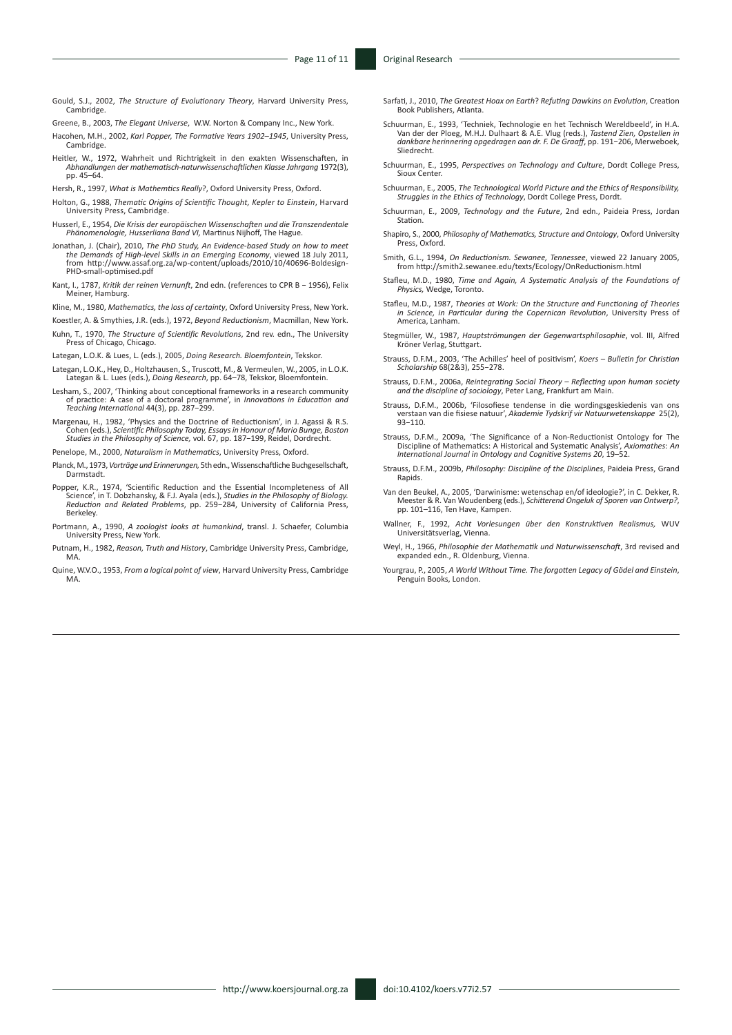Gould, S.J., 2002, *The Structure of Evolutionary Theory*, Harvard University Press, Cambridge.

Greene, B., 2003, *The Elegant Universe*, W.W. Norton & Company Inc., New York.

Hacohen, M.H., 2002, *Karl Popper, The Formative Years 1902–1945*, University Press, Cambridge.

Heitler, W., 1972, Wahrheit und Richtrigkeit in den exakten Wissenschaften, in *Abhandlungen der mathematisch-naturwissenschaftlichen Klasse Jahrgang* 1972(3), pp. 45–64.

Hersh, R., 1997, *What is Mathemtics Really*?, Oxford University Press, Oxford.

Holton, G., 1988, *Thematic Origins of Scientific Thought, Kepler to Einstein*, Harvard University Press, Cambridge.

Husserl, E., 1954, *Die Krisis der europäischen Wissenschaften und die Transzendentale Phänomenologie, Husserliana Band VI,* Martinus Nijhoff, The Hague.

Jonathan, J. (Chair), 2010, *The PhD Study, An Evidence-based Study on how to meet the Demands of High-level Skills in an Emerging Economy*, viewed 18 July 2011, from http://www.assaf.org.za/wp-content/uploads/2010/10/40696-Boldesign-PHD-small-optimised.pdf

Kant, I., 1787, *Kritik der reinen Vernunft*, 2nd edn. (references to CPR B – 1956), Felix Meiner, Hamburg.

Kline, M., 1980, *Mathematics, the loss of certainty*, Oxford University Press, New York.

Koestler, A. & Smythies, J.R. (eds.), 1972, *Beyond Reductionism*, Macmillan, New York.

Kuhn, T., 1970, *The Structure of Scientific Revolutions*, 2nd rev. edn., The University Press of Chicago, Chicago.

Lategan, L.O.K. & Lues, L. (eds.), 2005, *Doing Research. Bloemfontein*, Tekskor.

Lategan, L.O.K., Hey, D., Holtzhausen, S., Truscott, M., & Vermeulen, W., 2005, in L.O.K. Lategan & L. Lues (eds.), *Doing Research*, pp. 64–78, Tekskor, Bloemfontein.

Lesham, S., 2007, 'Thinking about conceptional frameworks in a research community of practice: A case of a doctoral programme', in *Innovations in Education and Teaching International* 44(3), pp. 287–299.

Margenau, H., 1982, 'Physics and the Doctrine of Reductionism', in J. Agassi & R.S. Cohen (eds.), *Scientific Philosophy Today, Essays in Honour of Mario Bunge, Boston Studies in the Philosophy of Science,* vol. 67, pp. 187–199, Reidel, Dordrecht.

Penelope, M., 2000, *Naturalism in Mathematics*, University Press, Oxford.

Planck, M., 1973, *Vorträge und Erinnerungen,* 5th edn., Wissenschaftliche Buchgesellschaft, Darmstadt.

Popper, K.R., 1974, 'Scientific Reduction and the Essential Incompleteness of All Science', in T. Dobzhansky, & F.J. Ayala (eds.), *Studies in the Philosophy of Biology. Reduction and Related Problems*, pp. 259–284, University of California Press, Berkeley.

Portmann, A., 1990, *A zoologist looks at humankind*, transl. J. Schaefer, Columbia University Press, New York.

Putnam, H., 1982, *Reason, Truth and History*, Cambridge University Press, Cambridge, MA.

Quine, W.V.O., 1953, *From a logical point of view*, Harvard University Press, Cambridge MA.

Sarfati, J., 2010, *The Greatest Hoax on Earth? Refuting Dawkins on Evolution*, Creation Book Publishers, Atlanta.

Schuurman, E., 1993, 'Techniek, Technologie en het Technisch Wereldbeeld', in H.A. Van der der Ploeg, M.H.J. Dulhaart & A.E. Vlug (reds.), *Tastend Zien, Opstellen in dankbare herinnering opgedragen aan dr. F. De Graaff*, pp. 191–206, Merweboek, Sliedrecht.

Schuurman, E., 1995, *Perspectives on Technology and Culture*, Dordt College Press, Sioux Center.

Schuurman, E., 2005, *The Technological World Picture and the Ethics of Responsibility, Struggles in the Ethics of Technology*, Dordt College Press, Dordt.

Schuurman, E., 2009, *Technology and the Future*, 2nd edn., Paideia Press, Jordan Station.

Shapiro, S., 2000, *Philosophy of Mathematics, Structure and Ontology*, Oxford University Press, Oxford.

Smith, G.L., 1994, *On Reductionism. Sewanee, Tennessee*, viewed 22 January 2005, from http://smith2.sewanee.edu/texts/Ecology/OnReductionism.html

Stafleu, M.D., 1980, *Time and Again, A Systematic Analysis of the Foundations of Physics,* Wedge, Toronto.

Stafleu, M.D., 1987, *Theories at Work: On the Structure and Functioning of Theories in Science, in Particular during the Copernican Revolution*, University Press of America, Lanham.

Stegmüller, W., 1987, *Hauptströmungen der Gegenwartsphilosophie*, vol. III, Alfred Kröner Verlag, Stuttgart.

Strauss, D.F.M., 2003, 'The Achilles' heel of positivism', *Koers – Bulletin for Christian Scholarship* 68(2&3), 255–278.

Strauss, D.F.M., 2006a, *Reintegrating Social Theory – Reflecting upon human society and the discipline of sociology*, Peter Lang, Frankfurt am Main.

Strauss, D.F.M., 2006b, 'Filosofiese tendense in die wordingsgeskiedenis van ons verstaan van die fisiese natuur', *Akademie Tydskrif vir Natuurwetenskappe* 25(2), 93–110.

Strauss, D.F.M., 2009a, 'The Significance of a Non-Reductionist Ontology for The Discipline of Mathematics: A Historical and Systematic Analysis', *Axiomathes*: *An International Journal in Ontology and Cognitive Systems 20*, 19–52.

Strauss, D.F.M., 2009b, *Philosophy: Discipline of the Disciplines*, Paideia Press, Grand Rapids.

Van den Beukel, A., 2005, 'Darwinisme: wetenschap en/of ideologie?', in C. Dekker, R. Meester & R. Van Woudenberg (eds.), *Schitterend Ongeluk of Sporen van Ontwerp?*, pp. 101–116, Ten Have, Kampen.

Wallner, F., 1992, *Acht Vorlesungen über den Konstruktiven Realismus,* WUV Universitätsverlag, Vienna.

Weyl, H., 1966, *Philosophie der Mathematik und Naturwissenschaft*, 3rd revised and expanded edn., R. Oldenburg, Vienna.

Yourgrau, P., 2005, *A World Without Time. The forgotten Legacy of Gödel and Einstein*, Penguin Books, London.